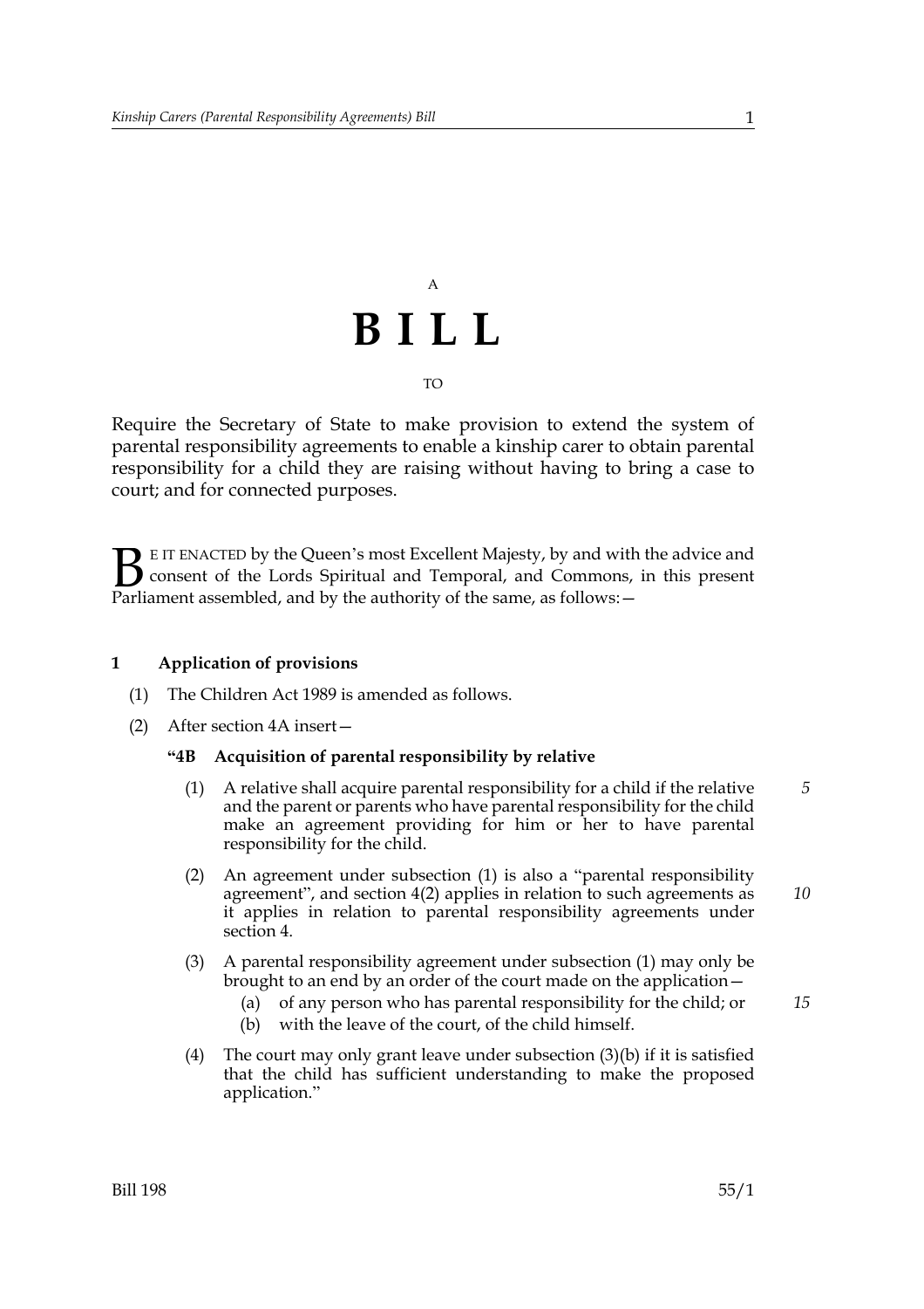A

# BILL

TO

Require the Secretary of State to make provision to extend the system of parental responsibility agreements to enable a kinship carer to obtain parental responsibility for a child they are raising without having to bring a case to court; and for connected purposes.

BE IT ENACTED by the Queen's most Excellent Majesty, by and with the advice and consent of the Lords Spiritual and Temporal, and Commons, in this present Parliament assembled, and by the authority of the same, as follows:—

### 1 Application of provisions

(1) The Children Act 1989 is amended as follows.

(2) After section 4A insert—

**"4B Acquisition of parental responsibility by relative**

(1) A relative shall acquire parental responsibility for a child if the relative and the parent or parents who have parental responsibility for the child make an agreement providing for him or her to have parental responsibility for the child.

(2) An agreement under subsection (1) is also a "parental responsibility agreement", and section 4(2) applies in relation to such agreements as it applies in relation to parental responsibility agreements under section 4.

(3) A parental responsibility agreement under subsection (1) may only be brought to an end by an order of the court made on the application—

(a) of any person who has parental responsibility for the child; or

(b) with the leave of the court, of the child himself.

(4) The court may only grant leave under subsection (3)(b) if it is satisfied that the child has sufficient understanding to make the proposed application."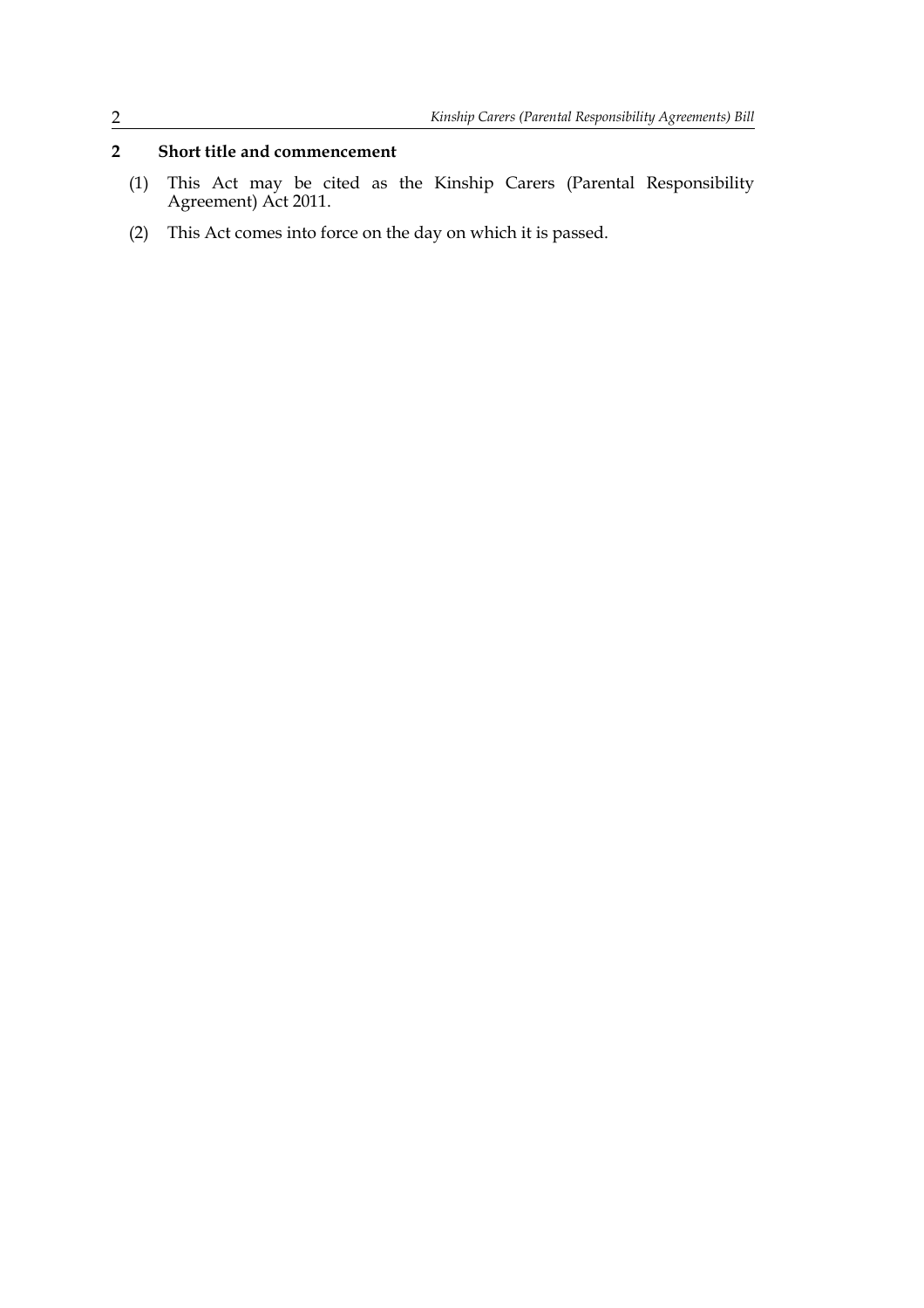## 2 Short title and commencement

(1) This Act may be cited as the Kinship Carers (Parental Responsibility Agreement) Act 2011.

(2) This Act comes into force on the day on which it is passed.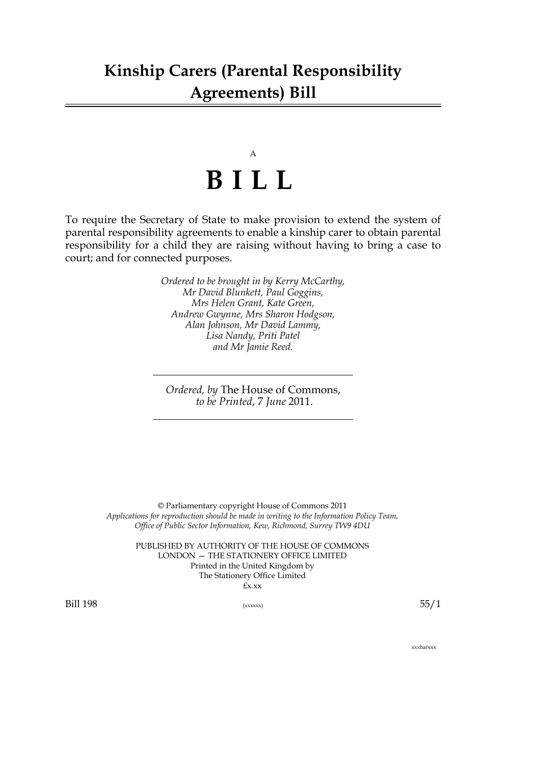# Kinship Carers (Parental Responsibility Agreements) Bill

A

# B I L L

To require the Secretary of State to make provision to extend the system of parental responsibility agreements to enable a kinship carer to obtain parental responsibility for a child they are raising without having to bring a case to court; and for connected purposes.

*Ordered to be brought in by Kerry McCarthy, Mr David Blunkett, Paul Goggins, Mrs Helen Grant, Kate Green, Andrew Gwynne, Mrs Sharon Hodgson, Alan Johnson, Mr David Lammy, Lisa Nandy, Priti Patel and Mr Jamie Reed.*

*Ordered, by* The House of Commons, *to be Printed*, *7 June* 2011.

© Parliamentary copyright House of Commons 2011
*Applications for reproduction should be made in writing to the Information Policy Team, Office of Public Sector Information, Kew, Richmond, Surrey TW9 4DU*

PUBLISHED BY AUTHORITY OF THE HOUSE OF COMMONS
LONDON — THE STATIONERY OFFICE LIMITED
Printed in the United Kingdom by
The Stationery Office Limited
£x.xx

Bill 198 (xxxxxx) 55/1

xxxbarxxx